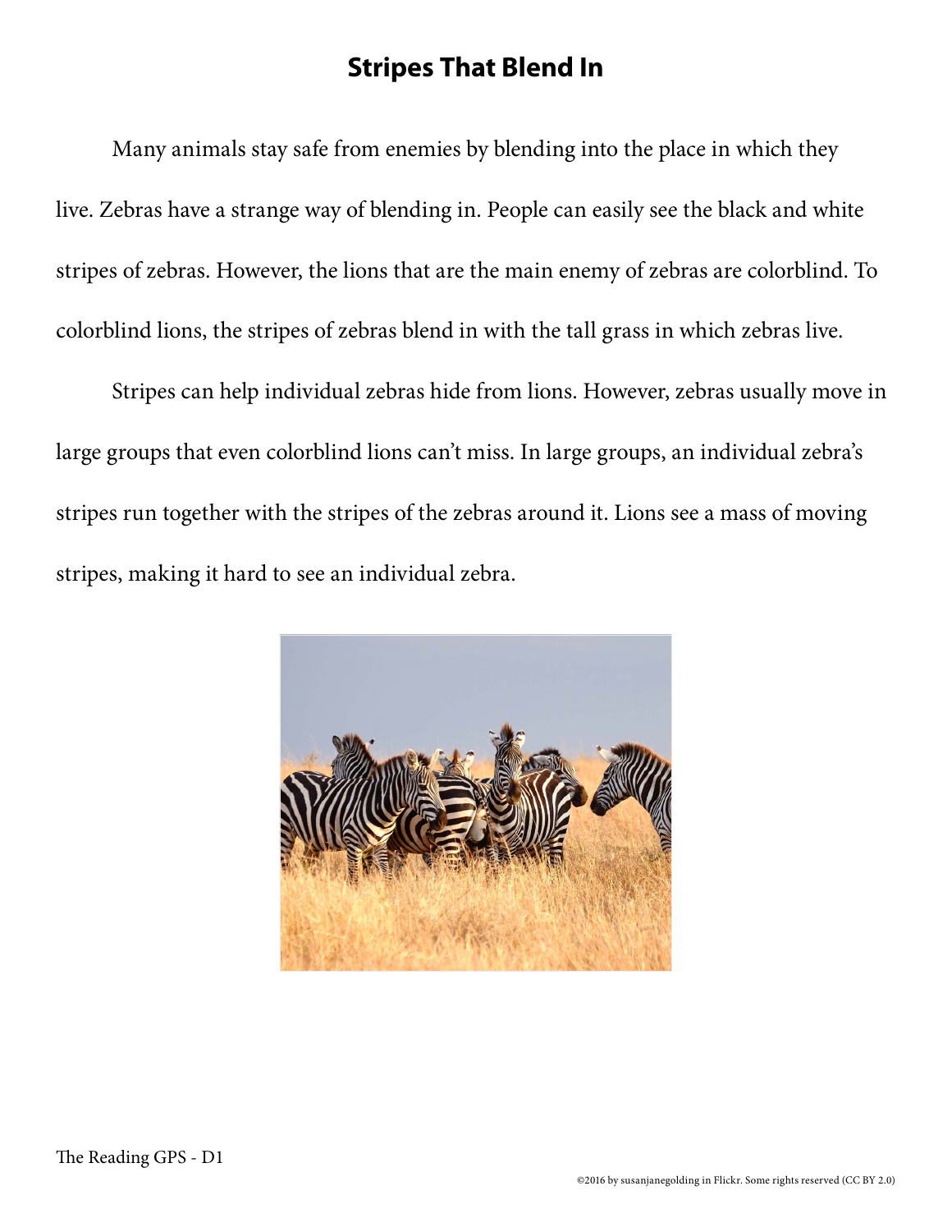# Stripes That Blend In

Many animals stay safe from enemies by blending into the place in which they live. Zebras have a strange way of blending in. People can easily see the black and white stripes of zebras. However, the lions that are the main enemy of zebras are colorblind. To colorblind lions, the stripes of zebras blend in with the tall grass in which zebras live.

Stripes can help individual zebras hide from lions. However, zebras usually move in large groups that even colorblind lions can't miss. In large groups, an individual zebra's stripes run together with the stripes of the zebras around it. Lions see a mass of moving stripes, making it hard to see an individual zebra.

©2016 by susanjanegolding in Flickr. Some rights reserved (CC BY 2.0)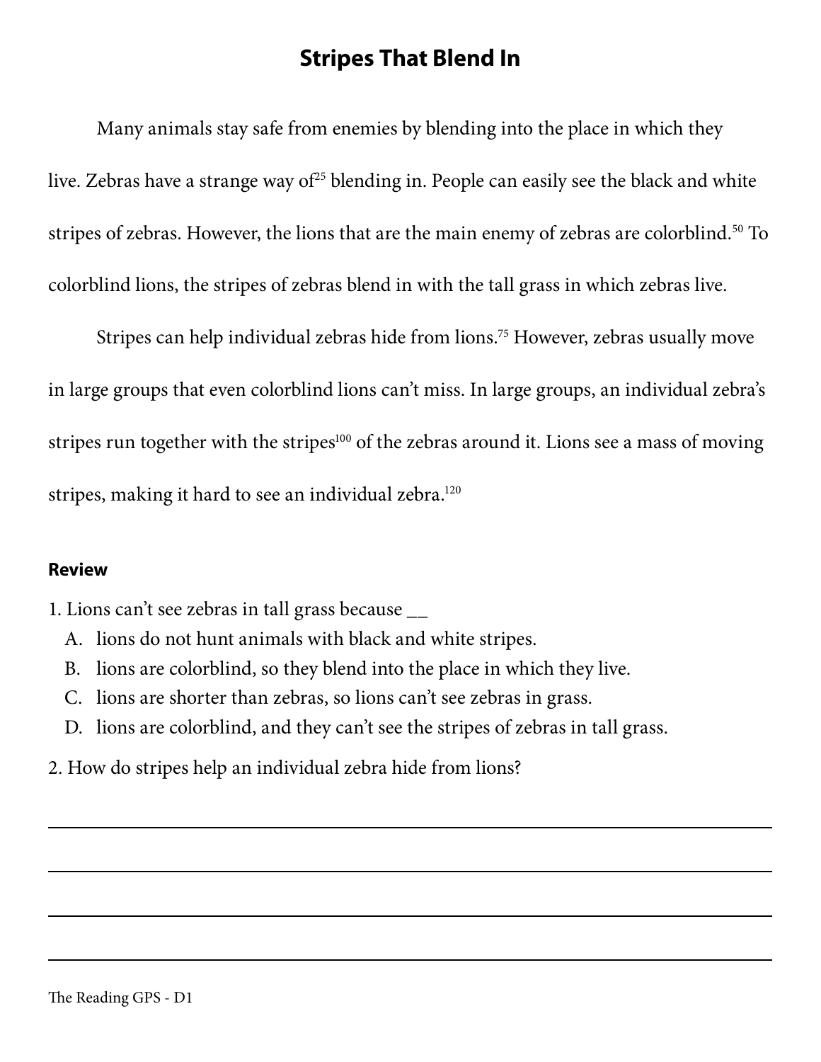# Stripes That Blend In

Many animals stay safe from enemies by blending into the place in which they live. Zebras have a strange way of[25] blending in. People can easily see the black and white stripes of zebras. However, the lions that are the main enemy of zebras are colorblind.[50] To colorblind lions, the stripes of zebras blend in with the tall grass in which zebras live.

Stripes can help individual zebras hide from lions.[75] However, zebras usually move in large groups that even colorblind lions can't miss. In large groups, an individual zebra's stripes run together with the stripes[100] of the zebras around it. Lions see a mass of moving stripes, making it hard to see an individual zebra.[120]

### Review

1. Lions can't see zebras in tall grass because __
   - A. lions do not hunt animals with black and white stripes.
   - B. lions are colorblind, so they blend into the place in which they live.
   - C. lions are shorter than zebras, so lions can't see zebras in grass.
   - D. lions are colorblind, and they can't see the stripes of zebras in tall grass.

2. How do stripes help an individual zebra hide from lions?

______________________________________________________________________

______________________________________________________________________

______________________________________________________________________

______________________________________________________________________